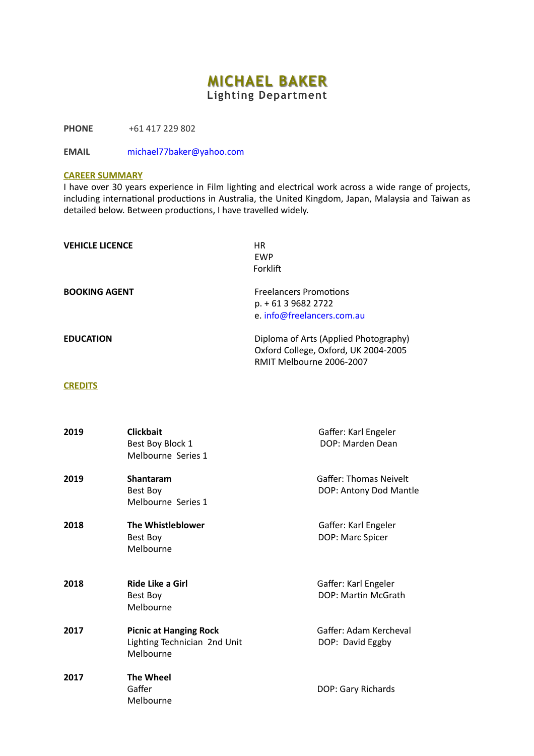# MICHAEL BAKER

**Lighting Department**

**PHONE** +61 417 229 802

**EMAIL** michael77baker@yahoo.com

## CAREER SUMMARY

I have over 30 years experience in Film lighting and electrical work across a wide range of projects, including international productions in Australia, the United Kingdom, Japan, Malaysia and Taiwan as detailed below. Between productions, I have travelled widely.

**VEHICLE LICENCE**
HR
EWP
Forklift

**BOOKING AGENT**
Freelancers Promotions
p. + 61 3 9682 2722
e. info@freelancers.com.au

**EDUCATION**
Diploma of Arts (Applied Photography)
Oxford College, Oxford, UK 2004-2005
RMIT Melbourne 2006-2007

## CREDITS

**2019** — **Clickbait**
Best Boy Block 1
Melbourne Series 1
Gaffer: Karl Engeler
DOP: Marden Dean

**2019** — **Shantaram**
Best Boy
Melbourne Series 1
Gaffer: Thomas Neivelt
DOP: Antony Dod Mantle

**2018** — **The Whistleblower**
Best Boy
Melbourne
Gaffer: Karl Engeler
DOP: Marc Spicer

**2018** — **Ride Like a Girl**
Best Boy
Melbourne
Gaffer: Karl Engeler
DOP: Martin McGrath

**2017** — **Picnic at Hanging Rock**
Lighting Technician 2nd Unit
Melbourne
Gaffer: Adam Kercheval
DOP: David Eggby

**2017** — **The Wheel**
Gaffer
Melbourne
DOP: Gary Richards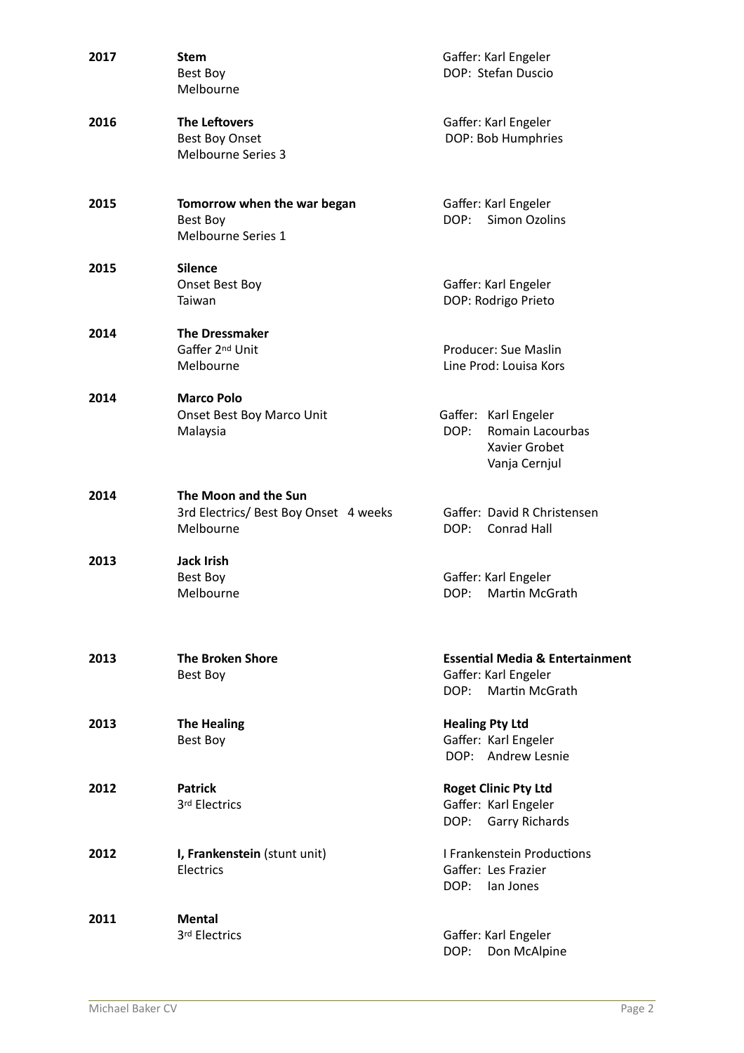| | | |
|---|---|---|
| **2017** | **Stem**<br>Best Boy<br>Melbourne | Gaffer: Karl Engeler<br>DOP: Stefan Duscio |
| **2016** | **The Leftovers**<br>Best Boy Onset<br>Melbourne Series 3 | Gaffer: Karl Engeler<br>DOP: Bob Humphries |
| **2015** | **Tomorrow when the war began**<br>Best Boy<br>Melbourne Series 1 | Gaffer: Karl Engeler<br>DOP: Simon Ozolins |
| **2015** | **Silence**<br>Onset Best Boy<br>Taiwan | Gaffer: Karl Engeler<br>DOP: Rodrigo Prieto |
| **2014** | **The Dressmaker**<br>Gaffer 2nd Unit<br>Melbourne | Producer: Sue Maslin<br>Line Prod: Louisa Kors |
| **2014** | **Marco Polo**<br>Onset Best Boy Marco Unit<br>Malaysia | Gaffer: Karl Engeler<br>DOP: Romain Lacourbas<br>Xavier Grobet<br>Vanja Cernjul |
| **2014** | **The Moon and the Sun**<br>3rd Electrics/ Best Boy Onset 4 weeks<br>Melbourne | Gaffer: David R Christensen<br>DOP: Conrad Hall |
| **2013** | **Jack Irish**<br>Best Boy<br>Melbourne | Gaffer: Karl Engeler<br>DOP: Martin McGrath |
| **2013** | **The Broken Shore**<br>Best Boy | **Essential Media & Entertainment**<br>Gaffer: Karl Engeler<br>DOP: Martin McGrath |
| **2013** | **The Healing**<br>Best Boy | **Healing Pty Ltd**<br>Gaffer: Karl Engeler<br>DOP: Andrew Lesnie |
| **2012** | **Patrick**<br>3rd Electrics | **Roget Clinic Pty Ltd**<br>Gaffer: Karl Engeler<br>DOP: Garry Richards |
| **2012** | **I, Frankenstein** (stunt unit)<br>Electrics | I Frankenstein Productions<br>Gaffer: Les Frazier<br>DOP: Ian Jones |
| **2011** | **Mental**<br>3rd Electrics | Gaffer: Karl Engeler<br>DOP: Don McAlpine |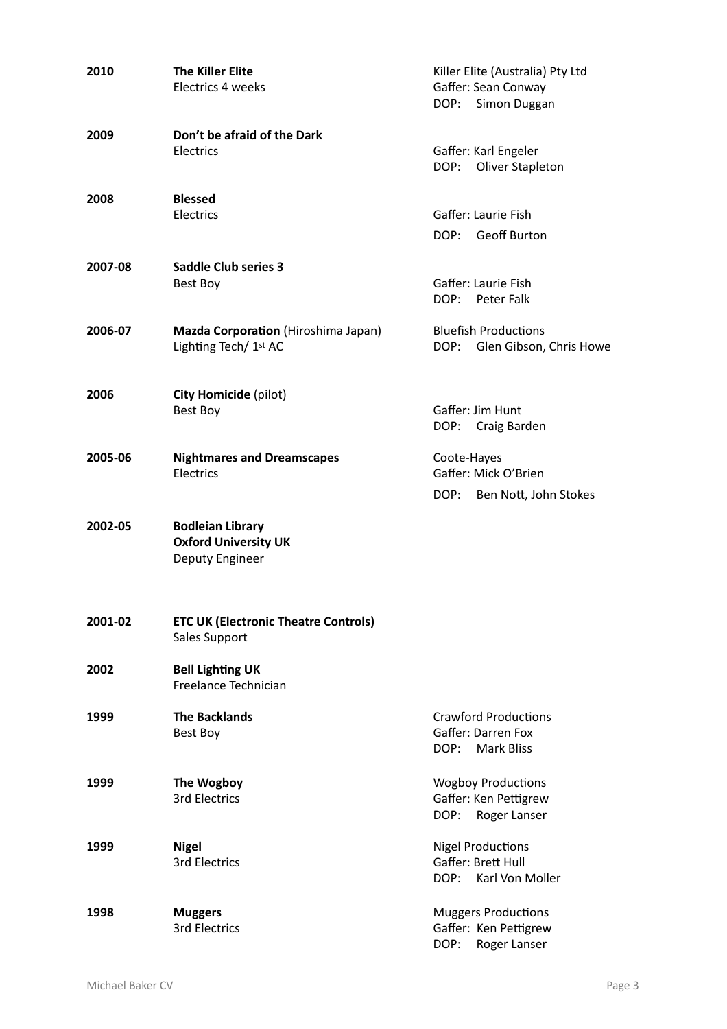| | | |
|---|---|---|
| **2010** | **The Killer Elite**<br>Electrics 4 weeks | Killer Elite (Australia) Pty Ltd<br>Gaffer: Sean Conway<br>DOP: Simon Duggan |
| **2009** | **Don't be afraid of the Dark**<br>Electrics | Gaffer: Karl Engeler<br>DOP: Oliver Stapleton |
| **2008** | **Blessed**<br>Electrics | Gaffer: Laurie Fish<br>DOP: Geoff Burton |
| **2007-08** | **Saddle Club series 3**<br>Best Boy | Gaffer: Laurie Fish<br>DOP: Peter Falk |
| **2006-07** | **Mazda Corporation** (Hiroshima Japan)<br>Lighting Tech/ 1st AC | Bluefish Productions<br>DOP: Glen Gibson, Chris Howe |
| **2006** | **City Homicide** (pilot)<br>Best Boy | Gaffer: Jim Hunt<br>DOP: Craig Barden |
| **2005-06** | **Nightmares and Dreamscapes**<br>Electrics | Coote-Hayes<br>Gaffer: Mick O'Brien<br>DOP: Ben Nott, John Stokes |
| **2002-05** | **Bodleian Library**<br>**Oxford University UK**<br>Deputy Engineer | |
| **2001-02** | **ETC UK (Electronic Theatre Controls)**<br>Sales Support | |
| **2002** | **Bell Lighting UK**<br>Freelance Technician | |
| **1999** | **The Backlands**<br>Best Boy | Crawford Productions<br>Gaffer: Darren Fox<br>DOP: Mark Bliss |
| **1999** | **The Wogboy**<br>3rd Electrics | Wogboy Productions<br>Gaffer: Ken Pettigrew<br>DOP: Roger Lanser |
| **1999** | **Nigel**<br>3rd Electrics | Nigel Productions<br>Gaffer: Brett Hull<br>DOP: Karl Von Moller |
| **1998** | **Muggers**<br>3rd Electrics | Muggers Productions<br>Gaffer: Ken Pettigrew<br>DOP: Roger Lanser |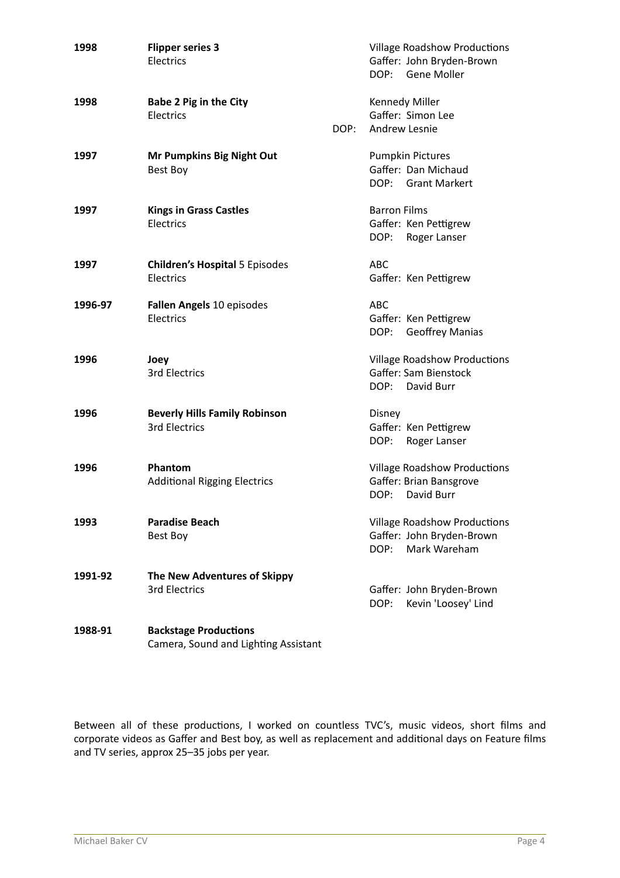| | | |
|---|---|---|
| **1998** | **Flipper series 3**<br>Electrics | Village Roadshow Productions<br>Gaffer: John Bryden-Brown<br>DOP: Gene Moller |
| **1998** | **Babe 2 Pig in the City**<br>Electrics | Kennedy Miller<br>Gaffer: Simon Lee<br>DOP: Andrew Lesnie |
| **1997** | **Mr Pumpkins Big Night Out**<br>Best Boy | Pumpkin Pictures<br>Gaffer: Dan Michaud<br>DOP: Grant Markert |
| **1997** | **Kings in Grass Castles**<br>Electrics | Barron Films<br>Gaffer: Ken Pettigrew<br>DOP: Roger Lanser |
| **1997** | **Children's Hospital** 5 Episodes<br>Electrics | ABC<br>Gaffer: Ken Pettigrew |
| **1996-97** | **Fallen Angels** 10 episodes<br>Electrics | ABC<br>Gaffer: Ken Pettigrew<br>DOP: Geoffrey Manias |
| **1996** | **Joey**<br>3rd Electrics | Village Roadshow Productions<br>Gaffer: Sam Bienstock<br>DOP: David Burr |
| **1996** | **Beverly Hills Family Robinson**<br>3rd Electrics | Disney<br>Gaffer: Ken Pettigrew<br>DOP: Roger Lanser |
| **1996** | **Phantom**<br>Additional Rigging Electrics | Village Roadshow Productions<br>Gaffer: Brian Bansgrove<br>DOP: David Burr |
| **1993** | **Paradise Beach**<br>Best Boy | Village Roadshow Productions<br>Gaffer: John Bryden-Brown<br>DOP: Mark Wareham |
| **1991-92** | **The New Adventures of Skippy**<br>3rd Electrics | Gaffer: John Bryden-Brown<br>DOP: Kevin 'Loosey' Lind |
| **1988-91** | **Backstage Productions**<br>Camera, Sound and Lighting Assistant | |

Between all of these productions, I worked on countless TVC's, music videos, short films and corporate videos as Gaffer and Best boy, as well as replacement and additional days on Feature films and TV series, approx 25–35 jobs per year.